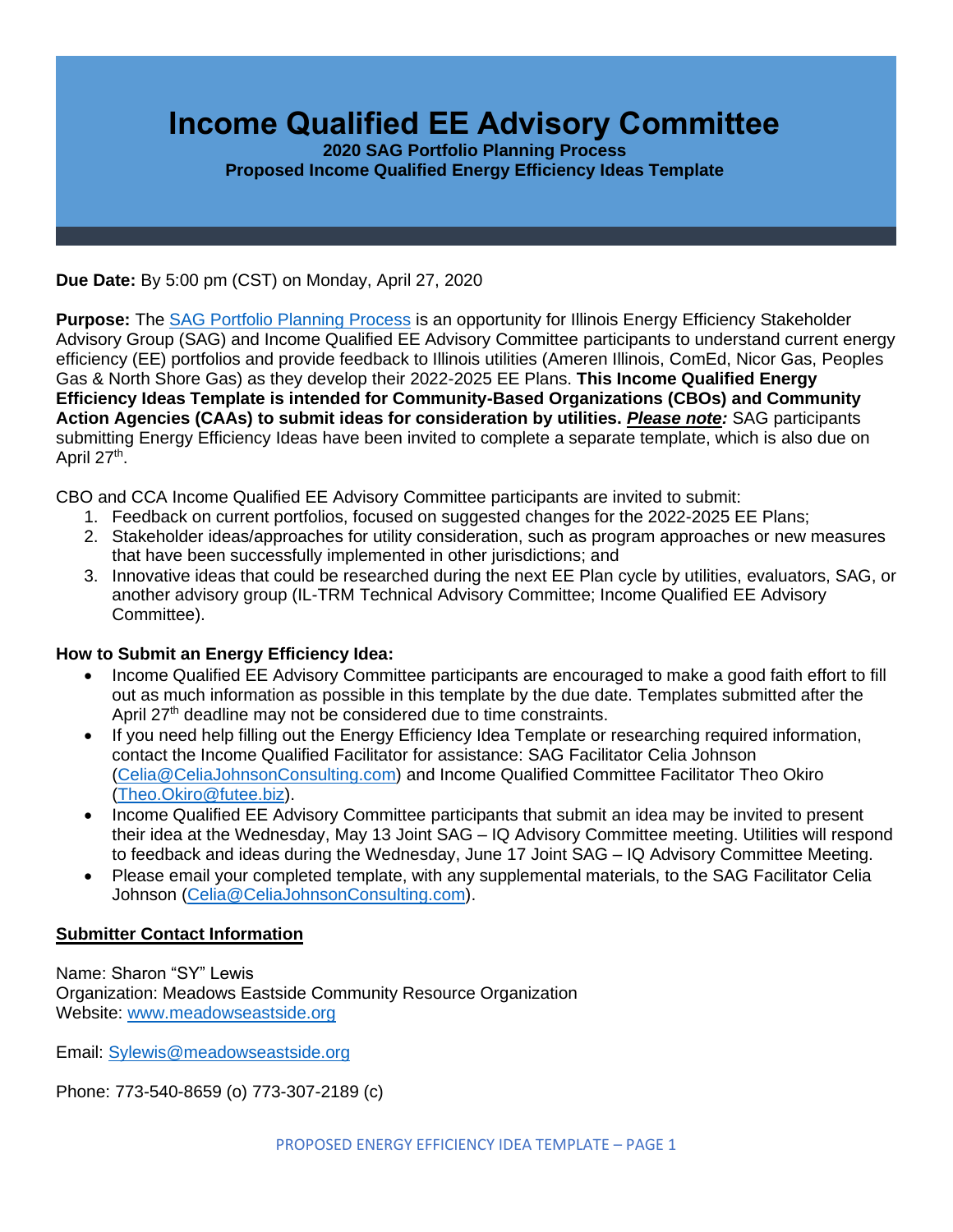# Income Qualified EE Advisory Committee

**2020 SAG Portfolio Planning Process**
**Proposed Income Qualified Energy Efficiency Ideas Template**

**Due Date:** By 5:00 pm (CST) on Monday, April 27, 2020

**Purpose:** The [SAG Portfolio Planning Process](#) is an opportunity for Illinois Energy Efficiency Stakeholder Advisory Group (SAG) and Income Qualified EE Advisory Committee participants to understand current energy efficiency (EE) portfolios and provide feedback to Illinois utilities (Ameren Illinois, ComEd, Nicor Gas, Peoples Gas & North Shore Gas) as they develop their 2022-2025 EE Plans. **This Income Qualified Energy Efficiency Ideas Template is intended for Community-Based Organizations (CBOs) and Community Action Agencies (CAAs) to submit ideas for consideration by utilities.** ***Please note:*** SAG participants submitting Energy Efficiency Ideas have been invited to complete a separate template, which is also due on April 27th.

CBO and CCA Income Qualified EE Advisory Committee participants are invited to submit:

1. Feedback on current portfolios, focused on suggested changes for the 2022-2025 EE Plans;
2. Stakeholder ideas/approaches for utility consideration, such as program approaches or new measures that have been successfully implemented in other jurisdictions; and
3. Innovative ideas that could be researched during the next EE Plan cycle by utilities, evaluators, SAG, or another advisory group (IL-TRM Technical Advisory Committee; Income Qualified EE Advisory Committee).

**How to Submit an Energy Efficiency Idea:**

- Income Qualified EE Advisory Committee participants are encouraged to make a good faith effort to fill out as much information as possible in this template by the due date. Templates submitted after the April 27th deadline may not be considered due to time constraints.
- If you need help filling out the Energy Efficiency Idea Template or researching required information, contact the Income Qualified Facilitator for assistance: SAG Facilitator Celia Johnson (Celia@CeliaJohnsonConsulting.com) and Income Qualified Committee Facilitator Theo Okiro (Theo.Okiro@futee.biz).
- Income Qualified EE Advisory Committee participants that submit an idea may be invited to present their idea at the Wednesday, May 13 Joint SAG – IQ Advisory Committee meeting. Utilities will respond to feedback and ideas during the Wednesday, June 17 Joint SAG – IQ Advisory Committee Meeting.
- Please email your completed template, with any supplemental materials, to the SAG Facilitator Celia Johnson (Celia@CeliaJohnsonConsulting.com).

## Submitter Contact Information

Name: Sharon "SY" Lewis
Organization: Meadows Eastside Community Resource Organization
Website: www.meadowseastside.org

Email: Sylewis@meadowseastside.org

Phone: 773-540-8659 (o) 773-307-2189 (c)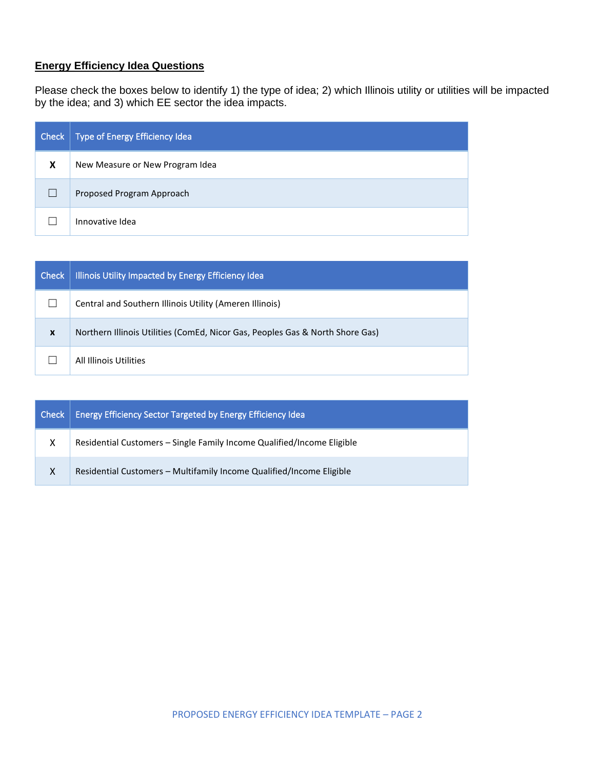**Energy Efficiency Idea Questions**

Please check the boxes below to identify 1) the type of idea; 2) which Illinois utility or utilities will be impacted by the idea; and 3) which EE sector the idea impacts.

| Check | Type of Energy Efficiency Idea |
|---|---|
| X | New Measure or New Program Idea |
| ☐ | Proposed Program Approach |
| ☐ | Innovative Idea |

| Check | Illinois Utility Impacted by Energy Efficiency Idea |
|---|---|
| ☐ | Central and Southern Illinois Utility (Ameren Illinois) |
| x | Northern Illinois Utilities (ComEd, Nicor Gas, Peoples Gas & North Shore Gas) |
| ☐ | All Illinois Utilities |

| Check | Energy Efficiency Sector Targeted by Energy Efficiency Idea |
|---|---|
| X | Residential Customers – Single Family Income Qualified/Income Eligible |
| X | Residential Customers – Multifamily Income Qualified/Income Eligible |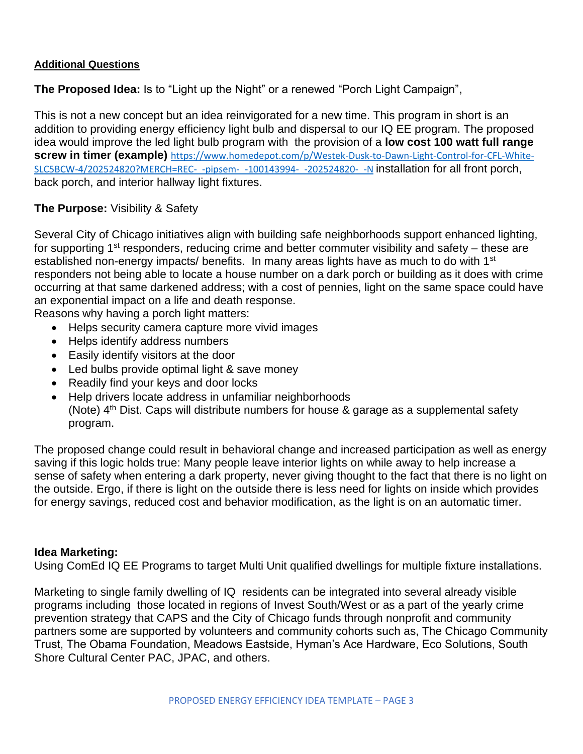**Additional Questions**

**The Proposed Idea:** Is to "Light up the Night" or a renewed "Porch Light Campaign",

This is not a new concept but an idea reinvigorated for a new time. This program in short is an addition to providing energy efficiency light bulb and dispersal to our IQ EE program. The proposed idea would improve the led light bulb program with the provision of a **low cost 100 watt full range screw in timer (example)** https://www.homedepot.com/p/Westek-Dusk-to-Dawn-Light-Control-for-CFL-White-SLC5BCW-4/202524820?MERCH=REC-_-pipsem-_-100143994-_-202524820-_-N installation for all front porch, back porch, and interior hallway light fixtures.

**The Purpose:** Visibility & Safety

Several City of Chicago initiatives align with building safe neighborhoods support enhanced lighting, for supporting 1st responders, reducing crime and better commuter visibility and safety – these are established non-energy impacts/ benefits. In many areas lights have as much to do with 1st responders not being able to locate a house number on a dark porch or building as it does with crime occurring at that same darkened address; with a cost of pennies, light on the same space could have an exponential impact on a life and death response.

Reasons why having a porch light matters:

- Helps security camera capture more vivid images
- Helps identify address numbers
- Easily identify visitors at the door
- Led bulbs provide optimal light & save money
- Readily find your keys and door locks
- Help drivers locate address in unfamiliar neighborhoods
  (Note) 4th Dist. Caps will distribute numbers for house & garage as a supplemental safety program.

The proposed change could result in behavioral change and increased participation as well as energy saving if this logic holds true: Many people leave interior lights on while away to help increase a sense of safety when entering a dark property, never giving thought to the fact that there is no light on the outside. Ergo, if there is light on the outside there is less need for lights on inside which provides for energy savings, reduced cost and behavior modification, as the light is on an automatic timer.

**Idea Marketing:**
Using ComEd IQ EE Programs to target Multi Unit qualified dwellings for multiple fixture installations.

Marketing to single family dwelling of IQ residents can be integrated into several already visible programs including those located in regions of Invest South/West or as a part of the yearly crime prevention strategy that CAPS and the City of Chicago funds through nonprofit and community partners some are supported by volunteers and community cohorts such as, The Chicago Community Trust, The Obama Foundation, Meadows Eastside, Hyman's Ace Hardware, Eco Solutions, South Shore Cultural Center PAC, JPAC, and others.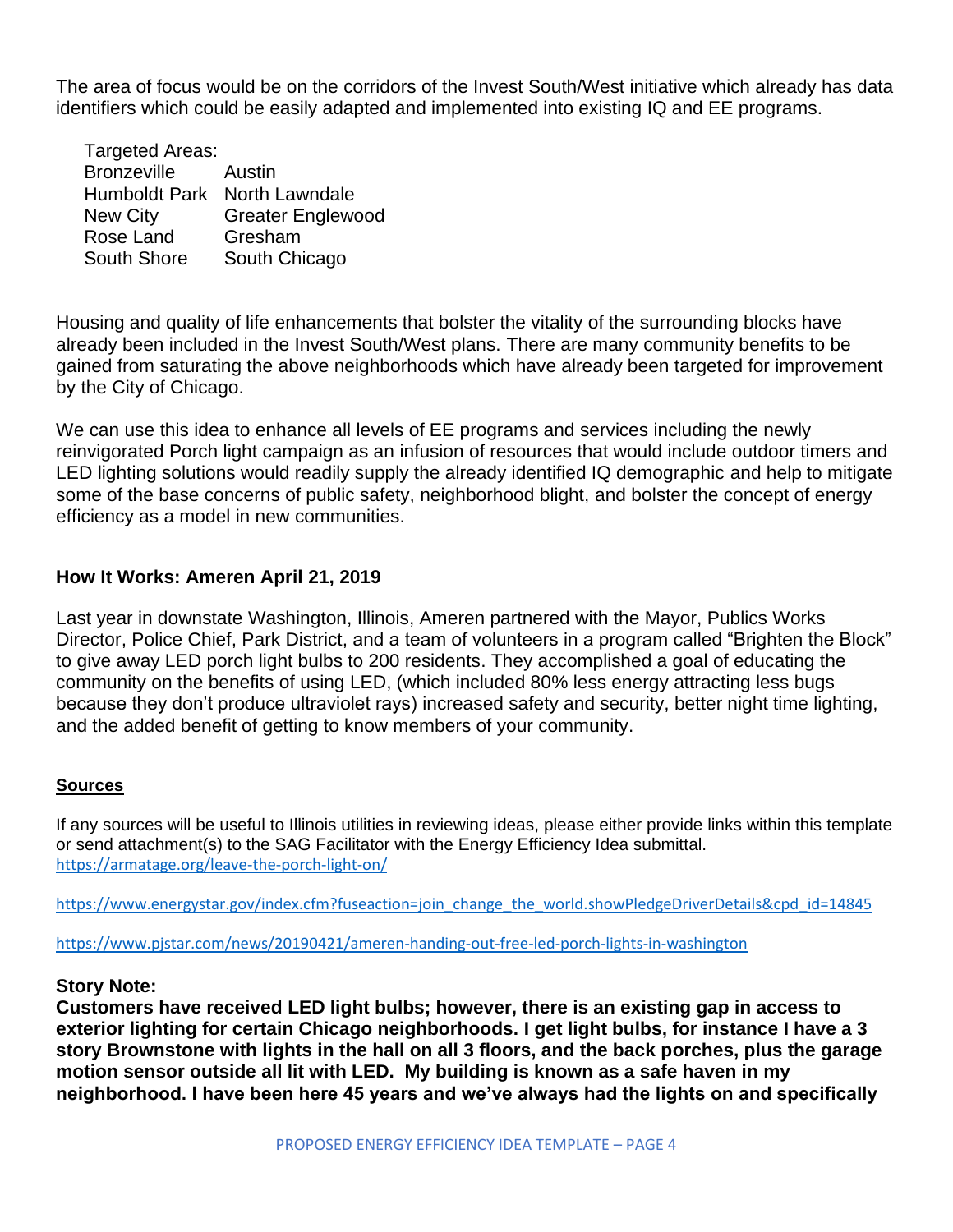The area of focus would be on the corridors of the Invest South/West initiative which already has data identifiers which could be easily adapted and implemented into existing IQ and EE programs.

Targeted Areas:

| | |
|---|---|
| Bronzeville | Austin |
| Humboldt Park | North Lawndale |
| New City | Greater Englewood |
| Rose Land | Gresham |
| South Shore | South Chicago |

Housing and quality of life enhancements that bolster the vitality of the surrounding blocks have already been included in the Invest South/West plans. There are many community benefits to be gained from saturating the above neighborhoods which have already been targeted for improvement by the City of Chicago.

We can use this idea to enhance all levels of EE programs and services including the newly reinvigorated Porch light campaign as an infusion of resources that would include outdoor timers and LED lighting solutions would readily supply the already identified IQ demographic and help to mitigate some of the base concerns of public safety, neighborhood blight, and bolster the concept of energy efficiency as a model in new communities.

**How It Works: Ameren April 21, 2019**

Last year in downstate Washington, Illinois, Ameren partnered with the Mayor, Publics Works Director, Police Chief, Park District, and a team of volunteers in a program called "Brighten the Block" to give away LED porch light bulbs to 200 residents. They accomplished a goal of educating the community on the benefits of using LED, (which included 80% less energy attracting less bugs because they don't produce ultraviolet rays) increased safety and security, better night time lighting, and the added benefit of getting to know members of your community.

**Sources**

If any sources will be useful to Illinois utilities in reviewing ideas, please either provide links within this template or send attachment(s) to the SAG Facilitator with the Energy Efficiency Idea submittal.
https://armatage.org/leave-the-porch-light-on/

https://www.energystar.gov/index.cfm?fuseaction=join_change_the_world.showPledgeDriverDetails&cpd_id=14845

https://www.pjstar.com/news/20190421/ameren-handing-out-free-led-porch-lights-in-washington

**Story Note:**
**Customers have received LED light bulbs; however, there is an existing gap in access to exterior lighting for certain Chicago neighborhoods. I get light bulbs, for instance I have a 3 story Brownstone with lights in the hall on all 3 floors, and the back porches, plus the garage motion sensor outside all lit with LED. My building is known as a safe haven in my neighborhood. I have been here 45 years and we've always had the lights on and specifically**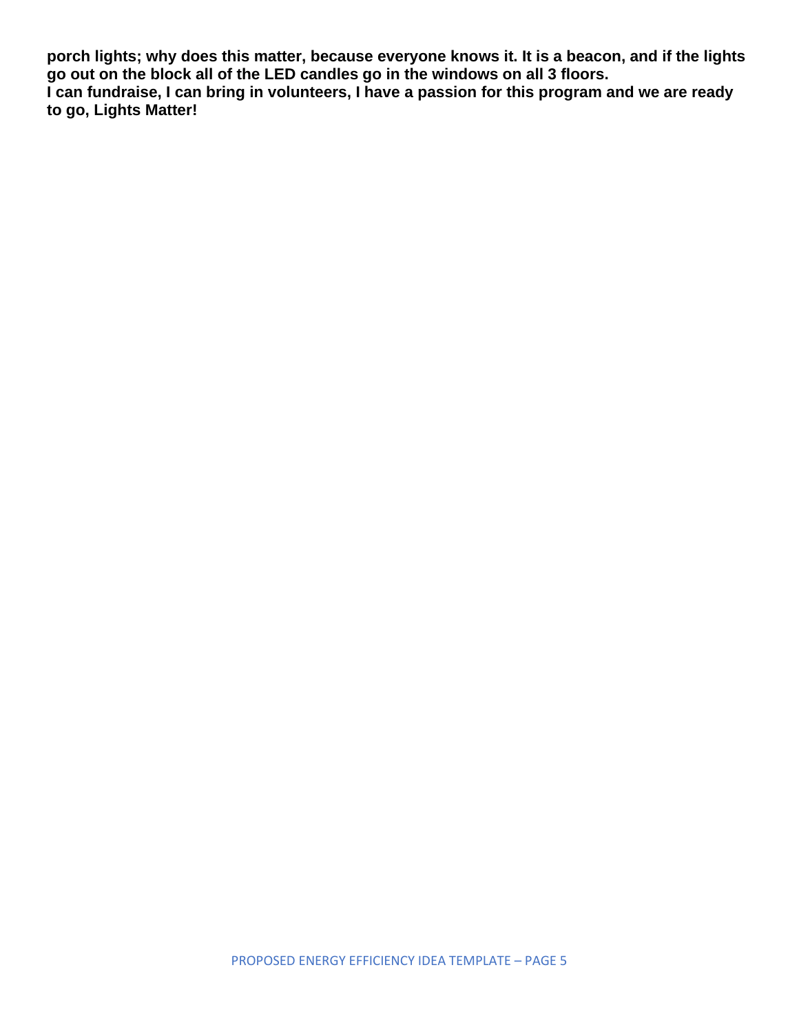**porch lights; why does this matter, because everyone knows it. It is a beacon, and if the lights go out on the block all of the LED candles go in the windows on all 3 floors.**
**I can fundraise, I can bring in volunteers, I have a passion for this program and we are ready to go, Lights Matter!**